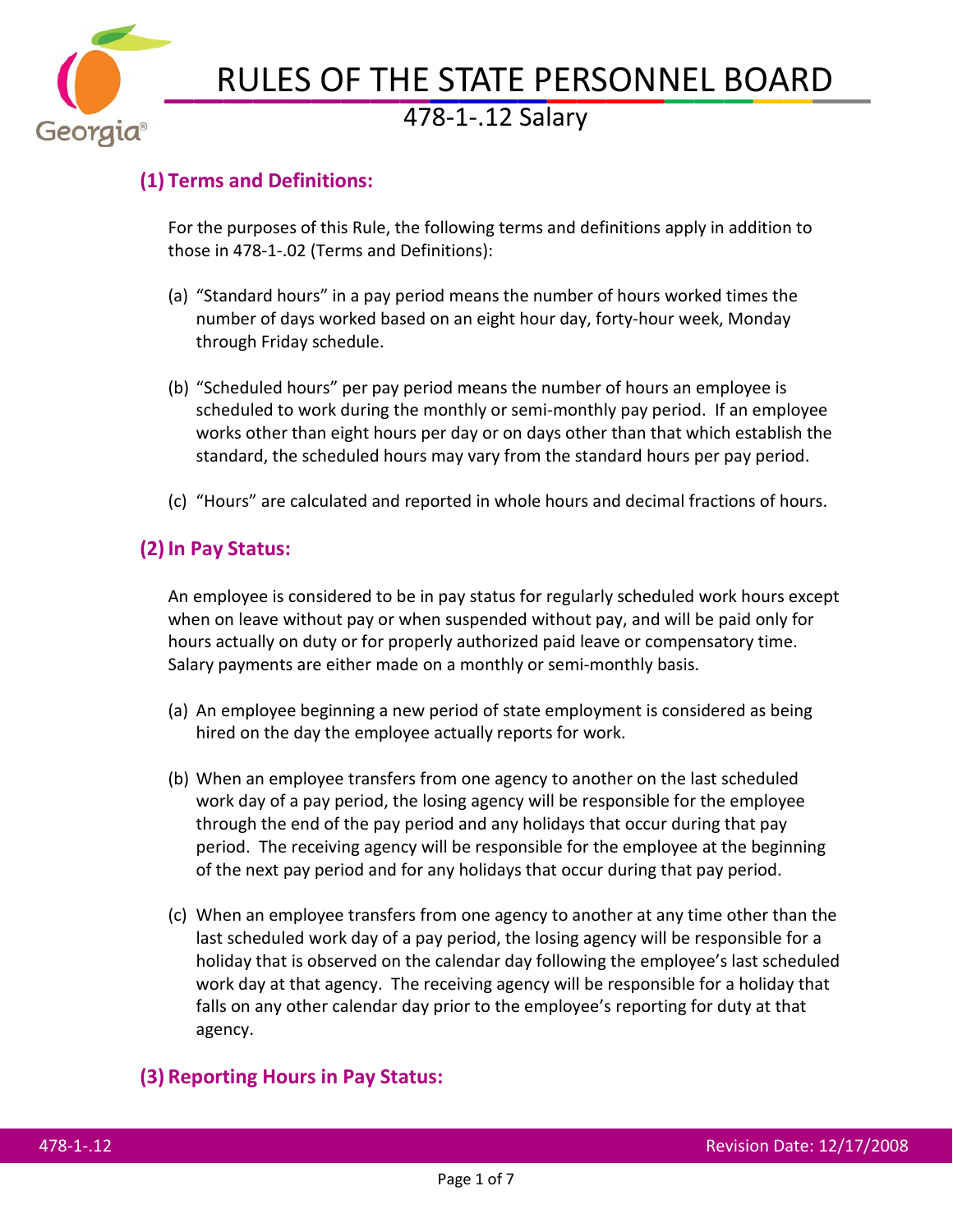# RULES OF THE STATE PERSONNEL BOARD

## 478-1-.12 Salary

### (1) Terms and Definitions:

For the purposes of this Rule, the following terms and definitions apply in addition to those in 478-1-.02 (Terms and Definitions):

(a) "Standard hours" in a pay period means the number of hours worked times the number of days worked based on an eight hour day, forty-hour week, Monday through Friday schedule.

(b) "Scheduled hours" per pay period means the number of hours an employee is scheduled to work during the monthly or semi-monthly pay period. If an employee works other than eight hours per day or on days other than that which establish the standard, the scheduled hours may vary from the standard hours per pay period.

(c) "Hours" are calculated and reported in whole hours and decimal fractions of hours.

### (2) In Pay Status:

An employee is considered to be in pay status for regularly scheduled work hours except when on leave without pay or when suspended without pay, and will be paid only for hours actually on duty or for properly authorized paid leave or compensatory time. Salary payments are either made on a monthly or semi-monthly basis.

(a) An employee beginning a new period of state employment is considered as being hired on the day the employee actually reports for work.

(b) When an employee transfers from one agency to another on the last scheduled work day of a pay period, the losing agency will be responsible for the employee through the end of the pay period and any holidays that occur during that pay period. The receiving agency will be responsible for the employee at the beginning of the next pay period and for any holidays that occur during that pay period.

(c) When an employee transfers from one agency to another at any time other than the last scheduled work day of a pay period, the losing agency will be responsible for a holiday that is observed on the calendar day following the employee's last scheduled work day at that agency. The receiving agency will be responsible for a holiday that falls on any other calendar day prior to the employee's reporting for duty at that agency.

### (3) Reporting Hours in Pay Status: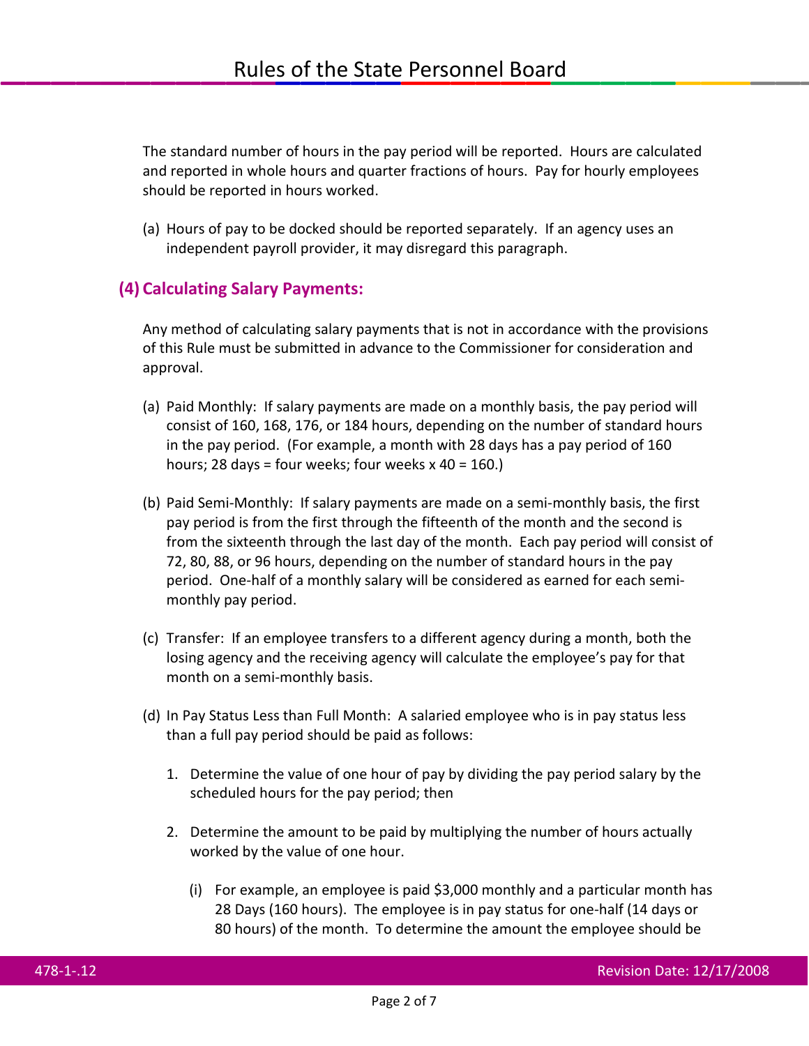The standard number of hours in the pay period will be reported. Hours are calculated and reported in whole hours and quarter fractions of hours. Pay for hourly employees should be reported in hours worked.

(a) Hours of pay to be docked should be reported separately. If an agency uses an independent payroll provider, it may disregard this paragraph.

## (4) Calculating Salary Payments:

Any method of calculating salary payments that is not in accordance with the provisions of this Rule must be submitted in advance to the Commissioner for consideration and approval.

(a) Paid Monthly: If salary payments are made on a monthly basis, the pay period will consist of 160, 168, 176, or 184 hours, depending on the number of standard hours in the pay period. (For example, a month with 28 days has a pay period of 160 hours; 28 days = four weeks; four weeks x 40 = 160.)

(b) Paid Semi-Monthly: If salary payments are made on a semi-monthly basis, the first pay period is from the first through the fifteenth of the month and the second is from the sixteenth through the last day of the month. Each pay period will consist of 72, 80, 88, or 96 hours, depending on the number of standard hours in the pay period. One-half of a monthly salary will be considered as earned for each semi-monthly pay period.

(c) Transfer: If an employee transfers to a different agency during a month, both the losing agency and the receiving agency will calculate the employee's pay for that month on a semi-monthly basis.

(d) In Pay Status Less than Full Month: A salaried employee who is in pay status less than a full pay period should be paid as follows:

1. Determine the value of one hour of pay by dividing the pay period salary by the scheduled hours for the pay period; then

2. Determine the amount to be paid by multiplying the number of hours actually worked by the value of one hour.

   (i) For example, an employee is paid $3,000 monthly and a particular month has 28 Days (160 hours). The employee is in pay status for one-half (14 days or 80 hours) of the month. To determine the amount the employee should be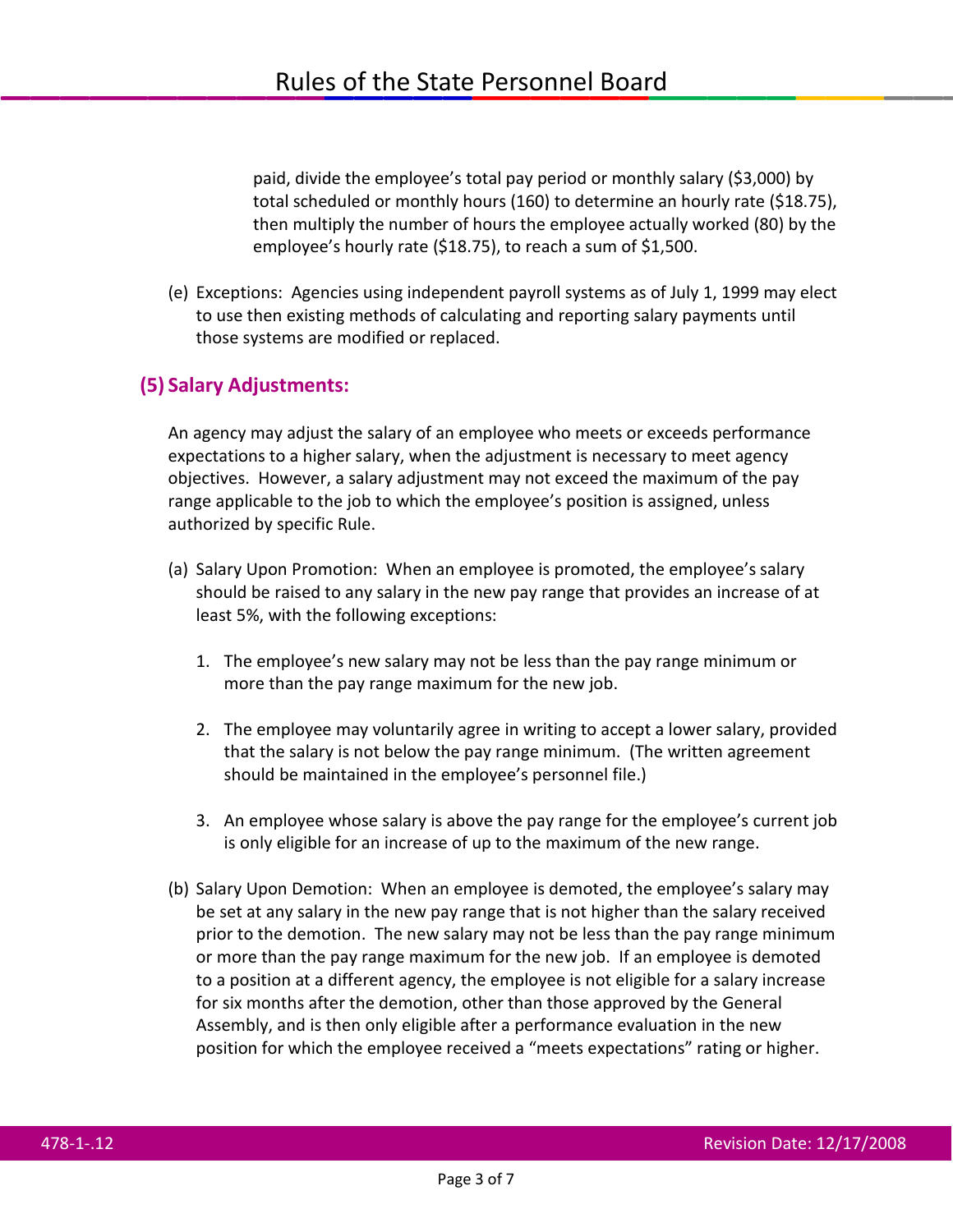paid, divide the employee's total pay period or monthly salary ($3,000) by total scheduled or monthly hours (160) to determine an hourly rate ($18.75), then multiply the number of hours the employee actually worked (80) by the employee's hourly rate ($18.75), to reach a sum of $1,500.

(e) Exceptions: Agencies using independent payroll systems as of July 1, 1999 may elect to use then existing methods of calculating and reporting salary payments until those systems are modified or replaced.

## (5) Salary Adjustments:

An agency may adjust the salary of an employee who meets or exceeds performance expectations to a higher salary, when the adjustment is necessary to meet agency objectives. However, a salary adjustment may not exceed the maximum of the pay range applicable to the job to which the employee's position is assigned, unless authorized by specific Rule.

(a) Salary Upon Promotion: When an employee is promoted, the employee's salary should be raised to any salary in the new pay range that provides an increase of at least 5%, with the following exceptions:

1. The employee's new salary may not be less than the pay range minimum or more than the pay range maximum for the new job.

2. The employee may voluntarily agree in writing to accept a lower salary, provided that the salary is not below the pay range minimum. (The written agreement should be maintained in the employee's personnel file.)

3. An employee whose salary is above the pay range for the employee's current job is only eligible for an increase of up to the maximum of the new range.

(b) Salary Upon Demotion: When an employee is demoted, the employee's salary may be set at any salary in the new pay range that is not higher than the salary received prior to the demotion. The new salary may not be less than the pay range minimum or more than the pay range maximum for the new job. If an employee is demoted to a position at a different agency, the employee is not eligible for a salary increase for six months after the demotion, other than those approved by the General Assembly, and is then only eligible after a performance evaluation in the new position for which the employee received a "meets expectations" rating or higher.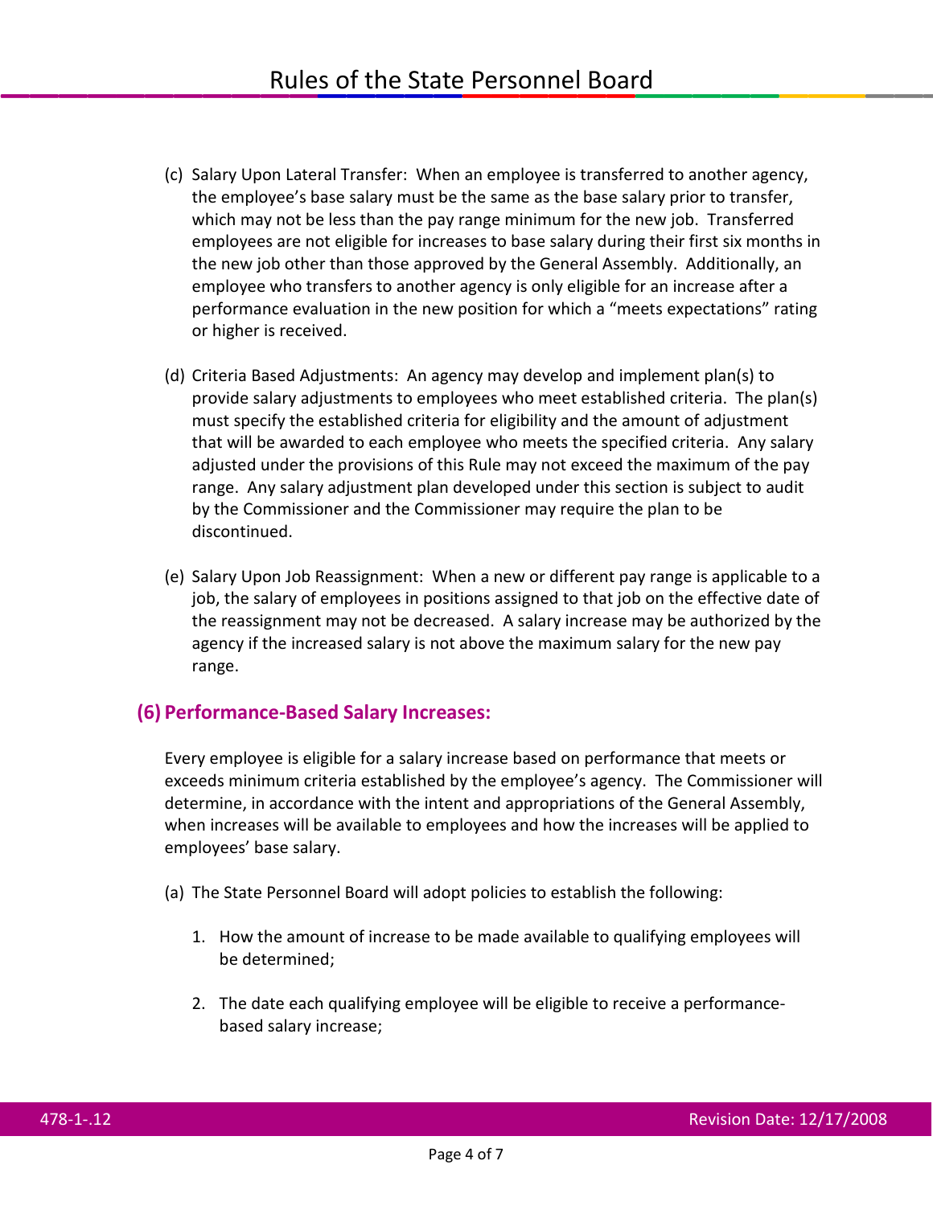(c) Salary Upon Lateral Transfer: When an employee is transferred to another agency, the employee's base salary must be the same as the base salary prior to transfer, which may not be less than the pay range minimum for the new job. Transferred employees are not eligible for increases to base salary during their first six months in the new job other than those approved by the General Assembly. Additionally, an employee who transfers to another agency is only eligible for an increase after a performance evaluation in the new position for which a "meets expectations" rating or higher is received.

(d) Criteria Based Adjustments: An agency may develop and implement plan(s) to provide salary adjustments to employees who meet established criteria. The plan(s) must specify the established criteria for eligibility and the amount of adjustment that will be awarded to each employee who meets the specified criteria. Any salary adjusted under the provisions of this Rule may not exceed the maximum of the pay range. Any salary adjustment plan developed under this section is subject to audit by the Commissioner and the Commissioner may require the plan to be discontinued.

(e) Salary Upon Job Reassignment: When a new or different pay range is applicable to a job, the salary of employees in positions assigned to that job on the effective date of the reassignment may not be decreased. A salary increase may be authorized by the agency if the increased salary is not above the maximum salary for the new pay range.

## (6) Performance-Based Salary Increases:

Every employee is eligible for a salary increase based on performance that meets or exceeds minimum criteria established by the employee's agency. The Commissioner will determine, in accordance with the intent and appropriations of the General Assembly, when increases will be available to employees and how the increases will be applied to employees' base salary.

(a) The State Personnel Board will adopt policies to establish the following:

1. How the amount of increase to be made available to qualifying employees will be determined;

2. The date each qualifying employee will be eligible to receive a performance-based salary increase;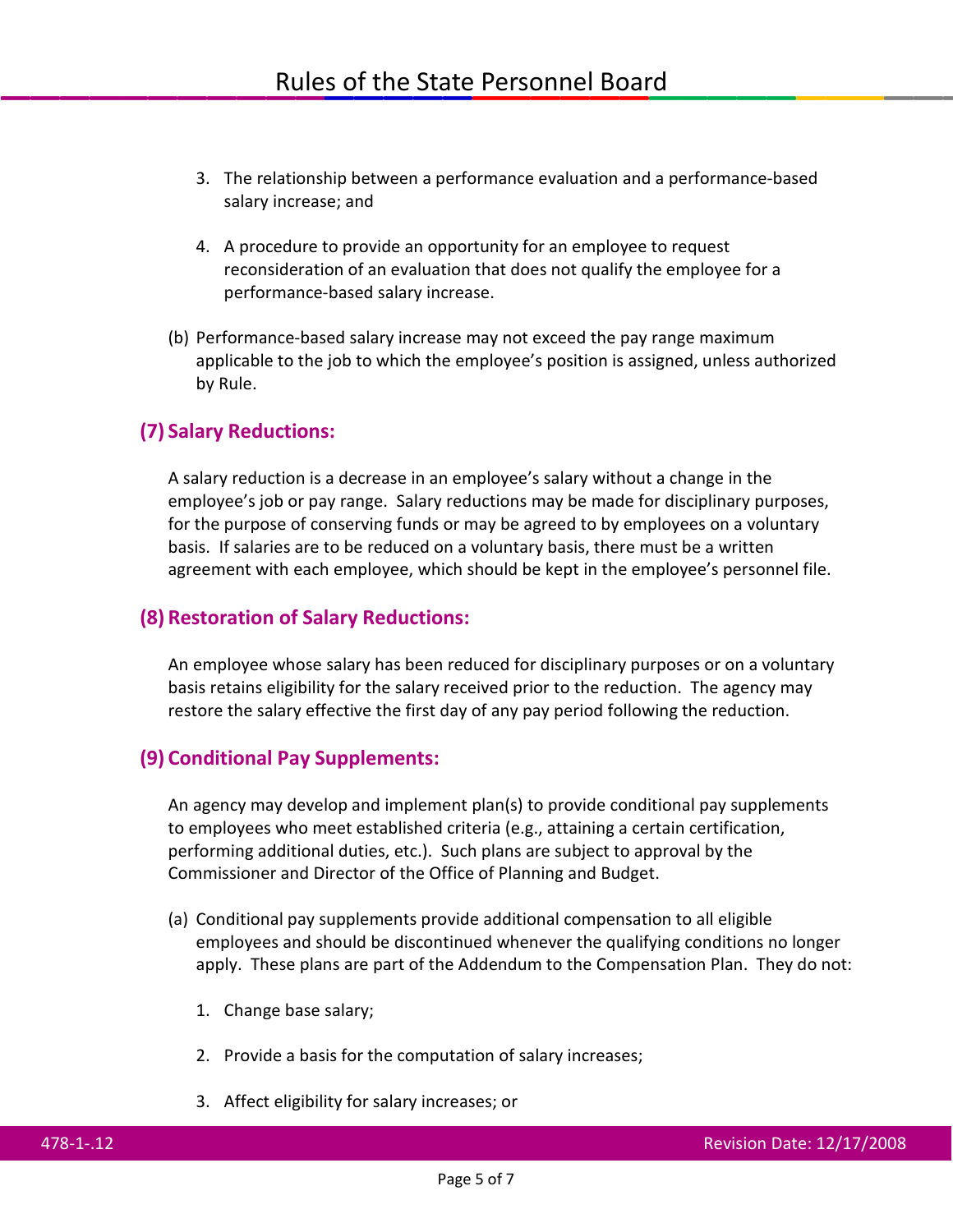3. The relationship between a performance evaluation and a performance-based salary increase; and

4. A procedure to provide an opportunity for an employee to request reconsideration of an evaluation that does not qualify the employee for a performance-based salary increase.

(b) Performance-based salary increase may not exceed the pay range maximum applicable to the job to which the employee's position is assigned, unless authorized by Rule.

## (7) Salary Reductions:

A salary reduction is a decrease in an employee's salary without a change in the employee's job or pay range. Salary reductions may be made for disciplinary purposes, for the purpose of conserving funds or may be agreed to by employees on a voluntary basis. If salaries are to be reduced on a voluntary basis, there must be a written agreement with each employee, which should be kept in the employee's personnel file.

## (8) Restoration of Salary Reductions:

An employee whose salary has been reduced for disciplinary purposes or on a voluntary basis retains eligibility for the salary received prior to the reduction. The agency may restore the salary effective the first day of any pay period following the reduction.

## (9) Conditional Pay Supplements:

An agency may develop and implement plan(s) to provide conditional pay supplements to employees who meet established criteria (e.g., attaining a certain certification, performing additional duties, etc.). Such plans are subject to approval by the Commissioner and Director of the Office of Planning and Budget.

(a) Conditional pay supplements provide additional compensation to all eligible employees and should be discontinued whenever the qualifying conditions no longer apply. These plans are part of the Addendum to the Compensation Plan. They do not:

1. Change base salary;

2. Provide a basis for the computation of salary increases;

3. Affect eligibility for salary increases; or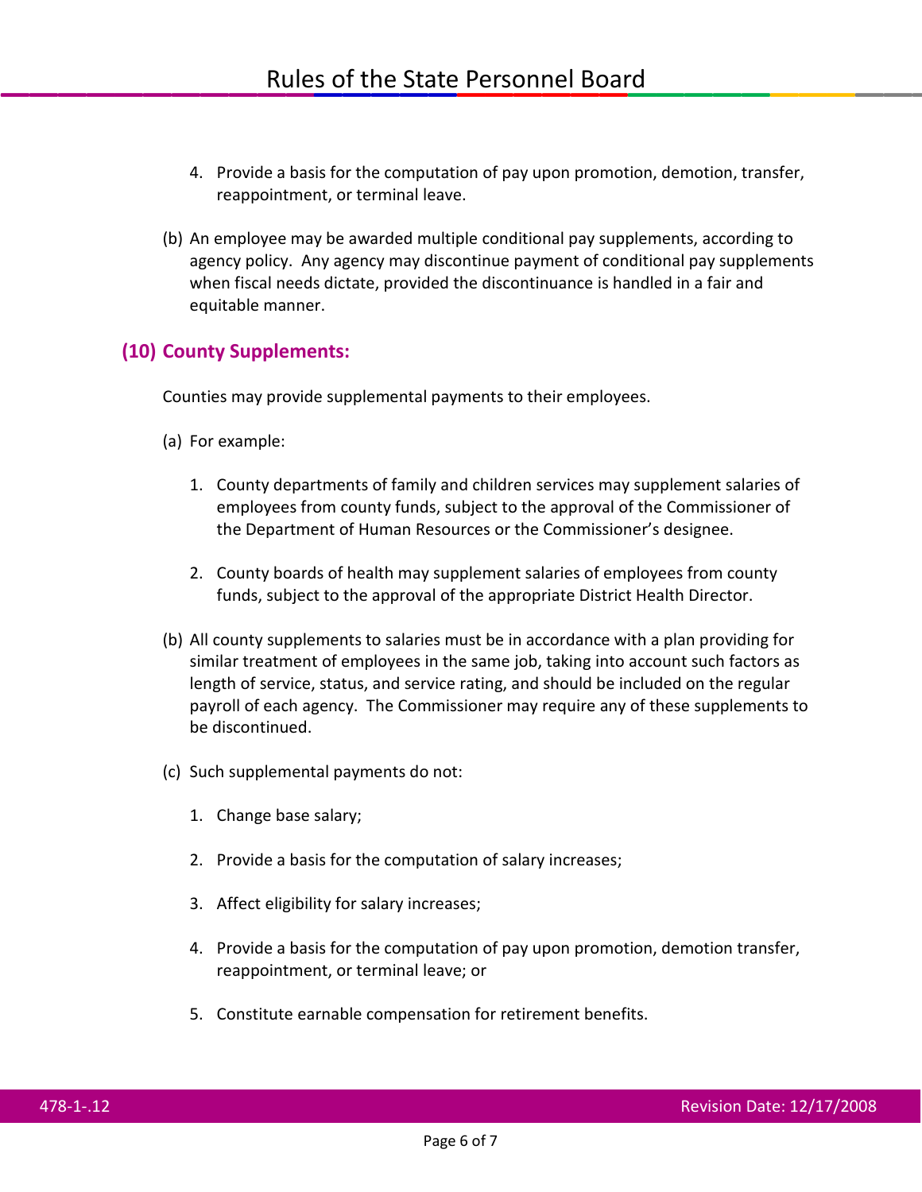4. Provide a basis for the computation of pay upon promotion, demotion, transfer, reappointment, or terminal leave.

(b) An employee may be awarded multiple conditional pay supplements, according to agency policy. Any agency may discontinue payment of conditional pay supplements when fiscal needs dictate, provided the discontinuance is handled in a fair and equitable manner.

## (10) County Supplements:

Counties may provide supplemental payments to their employees.

(a) For example:

1. County departments of family and children services may supplement salaries of employees from county funds, subject to the approval of the Commissioner of the Department of Human Resources or the Commissioner's designee.

2. County boards of health may supplement salaries of employees from county funds, subject to the approval of the appropriate District Health Director.

(b) All county supplements to salaries must be in accordance with a plan providing for similar treatment of employees in the same job, taking into account such factors as length of service, status, and service rating, and should be included on the regular payroll of each agency. The Commissioner may require any of these supplements to be discontinued.

(c) Such supplemental payments do not:

1. Change base salary;

2. Provide a basis for the computation of salary increases;

3. Affect eligibility for salary increases;

4. Provide a basis for the computation of pay upon promotion, demotion transfer, reappointment, or terminal leave; or

5. Constitute earnable compensation for retirement benefits.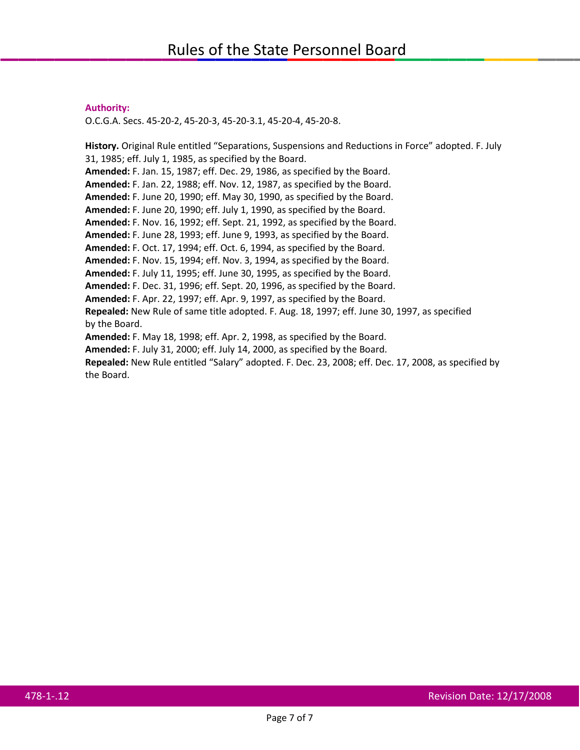**Authority:**

O.C.G.A. Secs. 45-20-2, 45-20-3, 45-20-3.1, 45-20-4, 45-20-8.

**History.** Original Rule entitled "Separations, Suspensions and Reductions in Force" adopted. F. July 31, 1985; eff. July 1, 1985, as specified by the Board.

**Amended:** F. Jan. 15, 1987; eff. Dec. 29, 1986, as specified by the Board.

**Amended:** F. Jan. 22, 1988; eff. Nov. 12, 1987, as specified by the Board.

**Amended:** F. June 20, 1990; eff. May 30, 1990, as specified by the Board.

**Amended:** F. June 20, 1990; eff. July 1, 1990, as specified by the Board.

**Amended:** F. Nov. 16, 1992; eff. Sept. 21, 1992, as specified by the Board.

**Amended:** F. June 28, 1993; eff. June 9, 1993, as specified by the Board.

**Amended:** F. Oct. 17, 1994; eff. Oct. 6, 1994, as specified by the Board.

**Amended:** F. Nov. 15, 1994; eff. Nov. 3, 1994, as specified by the Board.

**Amended:** F. July 11, 1995; eff. June 30, 1995, as specified by the Board.

**Amended:** F. Dec. 31, 1996; eff. Sept. 20, 1996, as specified by the Board.

**Amended:** F. Apr. 22, 1997; eff. Apr. 9, 1997, as specified by the Board.

**Repealed:** New Rule of same title adopted. F. Aug. 18, 1997; eff. June 30, 1997, as specified by the Board.

**Amended:** F. May 18, 1998; eff. Apr. 2, 1998, as specified by the Board.

**Amended:** F. July 31, 2000; eff. July 14, 2000, as specified by the Board.

**Repealed:** New Rule entitled "Salary" adopted. F. Dec. 23, 2008; eff. Dec. 17, 2008, as specified by the Board.